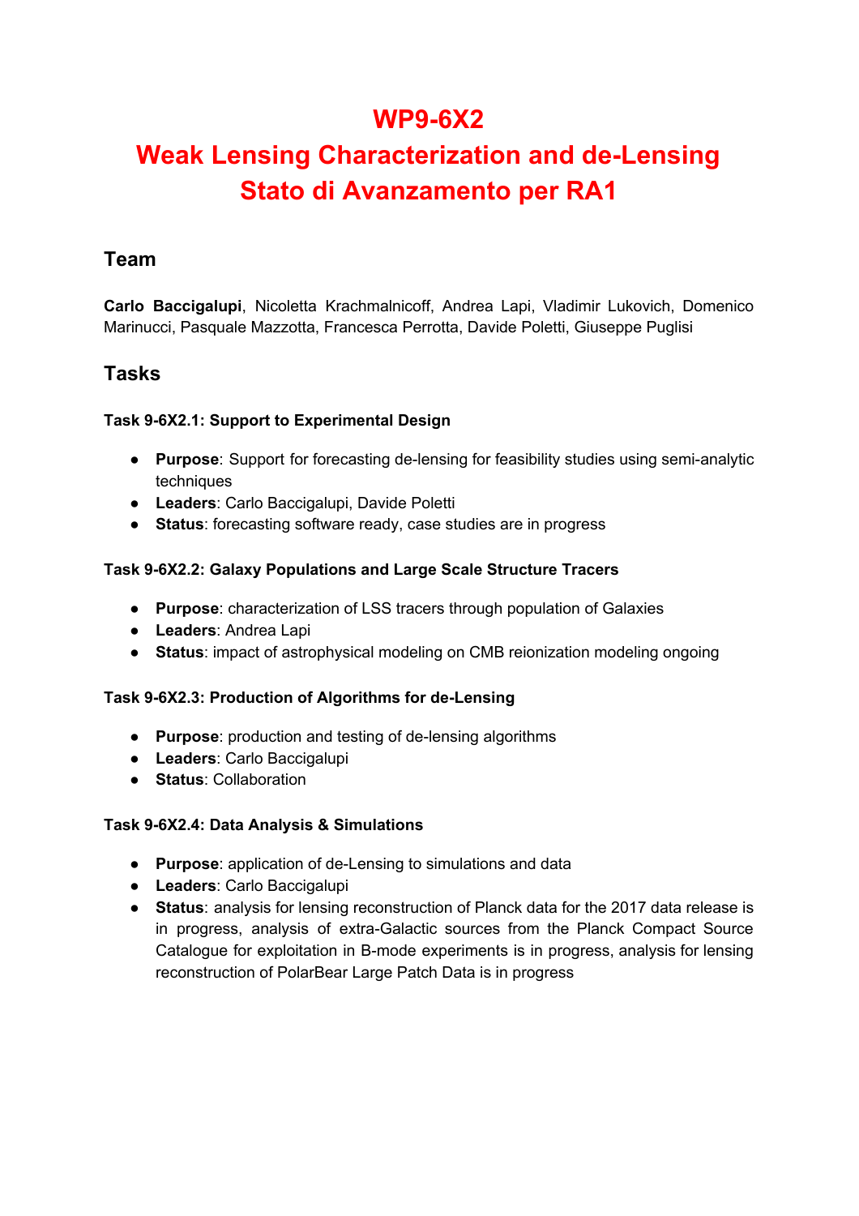# WP9-6X2

# Weak Lensing Characterization and de-Lensing

# Stato di Avanzamento per RA1

## Team

**Carlo Baccigalupi**, Nicoletta Krachmalnicoff, Andrea Lapi, Vladimir Lukovich, Domenico Marinucci, Pasquale Mazzotta, Francesca Perrotta, Davide Poletti, Giuseppe Puglisi

## Tasks

**Task 9-6X2.1: Support to Experimental Design**

- **Purpose**: Support for forecasting de-lensing for feasibility studies using semi-analytic techniques
- **Leaders**: Carlo Baccigalupi, Davide Poletti
- **Status**: forecasting software ready, case studies are in progress

**Task 9-6X2.2: Galaxy Populations and Large Scale Structure Tracers**

- **Purpose**: characterization of LSS tracers through population of Galaxies
- **Leaders**: Andrea Lapi
- **Status**: impact of astrophysical modeling on CMB reionization modeling ongoing

**Task 9-6X2.3: Production of Algorithms for de-Lensing**

- **Purpose**: production and testing of de-lensing algorithms
- **Leaders**: Carlo Baccigalupi
- **Status**: Collaboration

**Task 9-6X2.4: Data Analysis & Simulations**

- **Purpose**: application of de-Lensing to simulations and data
- **Leaders**: Carlo Baccigalupi
- **Status**: analysis for lensing reconstruction of Planck data for the 2017 data release is in progress, analysis of extra-Galactic sources from the Planck Compact Source Catalogue for exploitation in B-mode experiments is in progress, analysis for lensing reconstruction of PolarBear Large Patch Data is in progress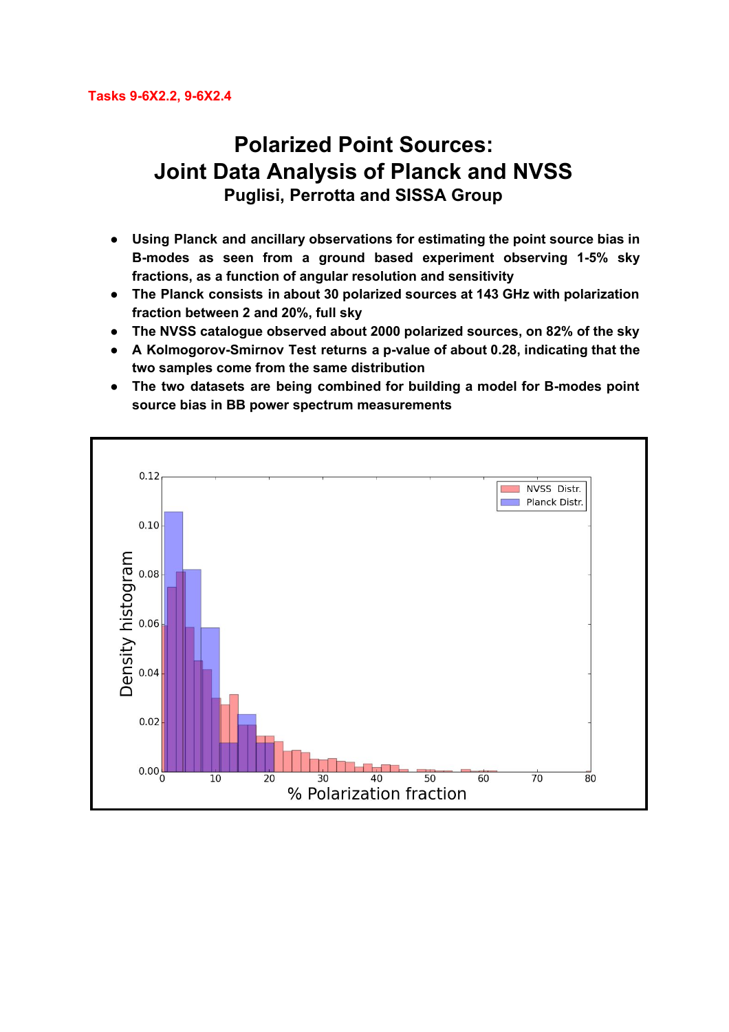Tasks 9-6X2.2, 9-6X2.4

# Polarized Point Sources:
# Joint Data Analysis of Planck and NVSS

### Puglisi, Perrotta and SISSA Group

- **Using Planck and ancillary observations for estimating the point source bias in B-modes as seen from a ground based experiment observing 1-5% sky fractions, as a function of angular resolution and sensitivity**
- **The Planck consists in about 30 polarized sources at 143 GHz with polarization fraction between 2 and 20%, full sky**
- **The NVSS catalogue observed about 2000 polarized sources, on 82% of the sky**
- **A Kolmogorov-Smirnov Test returns a p-value of about 0.28, indicating that the two samples come from the same distribution**
- **The two datasets are being combined for building a model for B-modes point source bias in BB power spectrum measurements**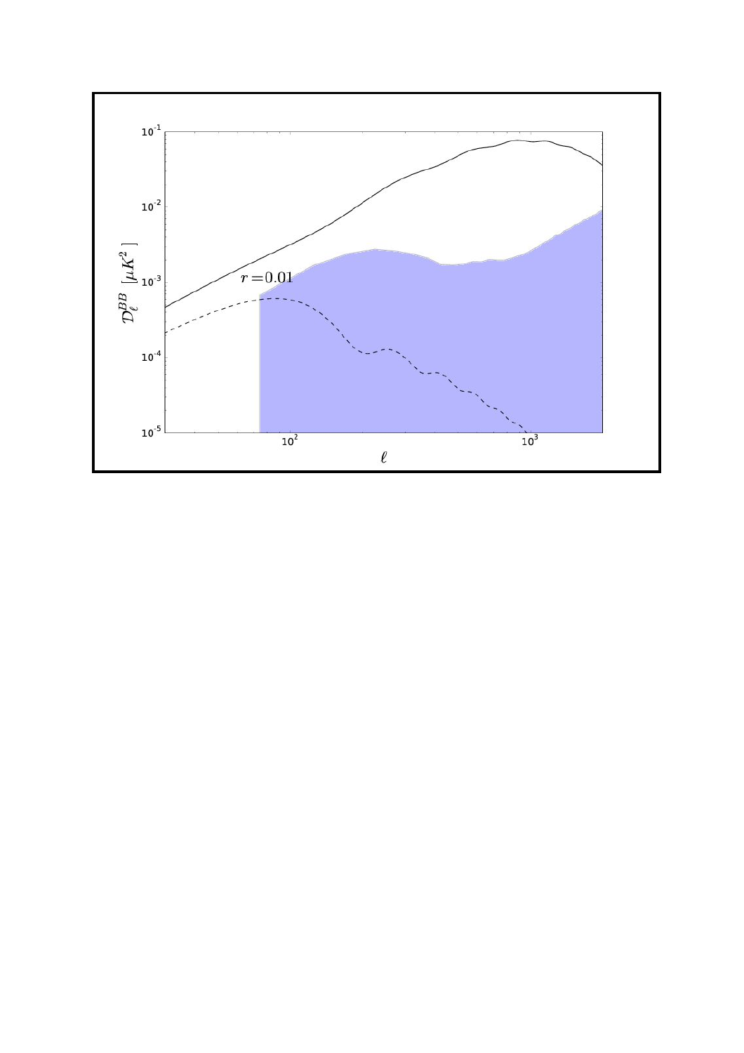$10^{-1}$

$10^{-2}$

$10^{-3}$

$10^{-4}$

$10^{-5}$

$\mathcal{D}_\ell^{BB}$ $[\mu K^2]$

$r = 0.01$

$10^2$

$10^3$

$\ell$